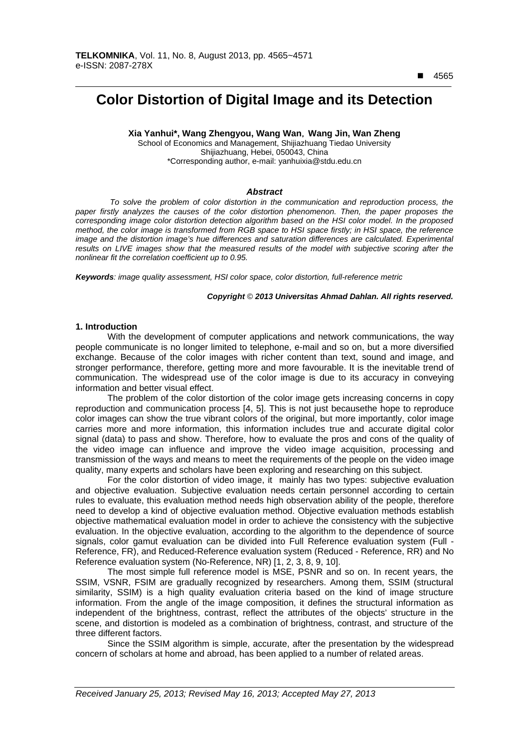# Color Distortion of Digital Image and its Detection

**Xia Yanhui*, Wang Zhengyou, Wang Wan, Wang Jin, Wan Zheng**

School of Economics and Management, Shijiazhuang Tiedao University
Shijiazhuang, Hebei, 050043, China
*Corresponding author, e-mail: yanhuixia@stdu.edu.cn

### *Abstract*

*To solve the problem of color distortion in the communication and reproduction process, the paper firstly analyzes the causes of the color distortion phenomenon. Then, the paper proposes the corresponding image color distortion detection algorithm based on the HSI color model. In the proposed method, the color image is transformed from RGB space to HSI space firstly; in HSI space, the reference image and the distortion image's hue differences and saturation differences are calculated. Experimental results on LIVE images show that the measured results of the model with subjective scoring after the nonlinear fit the correlation coefficient up to 0.95.*

***Keywords****: image quality assessment, HSI color space, color distortion, full-reference metric*

***Copyright © 2013 Universitas Ahmad Dahlan. All rights reserved.***

## 1. Introduction

With the development of computer applications and network communications, the way people communicate is no longer limited to telephone, e-mail and so on, but a more diversified exchange. Because of the color images with richer content than text, sound and image, and stronger performance, therefore, getting more and more favourable. It is the inevitable trend of communication. The widespread use of the color image is due to its accuracy in conveying information and better visual effect.

The problem of the color distortion of the color image gets increasing concerns in copy reproduction and communication process [4, 5]. This is not just becausethe hope to reproduce color images can show the true vibrant colors of the original, but more importantly, color image carries more and more information, this information includes true and accurate digital color signal (data) to pass and show. Therefore, how to evaluate the pros and cons of the quality of the video image can influence and improve the video image acquisition, processing and transmission of the ways and means to meet the requirements of the people on the video image quality, many experts and scholars have been exploring and researching on this subject.

For the color distortion of video image, it mainly has two types: subjective evaluation and objective evaluation. Subjective evaluation needs certain personnel according to certain rules to evaluate, this evaluation method needs high observation ability of the people, therefore need to develop a kind of objective evaluation method. Objective evaluation methods establish objective mathematical evaluation model in order to achieve the consistency with the subjective evaluation. In the objective evaluation, according to the algorithm to the dependence of source signals, color gamut evaluation can be divided into Full Reference evaluation system (Full - Reference, FR), and Reduced-Reference evaluation system (Reduced - Reference, RR) and No Reference evaluation system (No-Reference, NR) [1, 2, 3, 8, 9, 10].

The most simple full reference model is MSE, PSNR and so on. In recent years, the SSIM, VSNR, FSIM are gradually recognized by researchers. Among them, SSIM (structural similarity, SSIM) is a high quality evaluation criteria based on the kind of image structure information. From the angle of the image composition, it defines the structural information as independent of the brightness, contrast, reflect the attributes of the objects' structure in the scene, and distortion is modeled as a combination of brightness, contrast, and structure of the three different factors.

Since the SSIM algorithm is simple, accurate, after the presentation by the widespread concern of scholars at home and abroad, has been applied to a number of related areas.

*Received January 25, 2013; Revised May 16, 2013; Accepted May 27, 2013*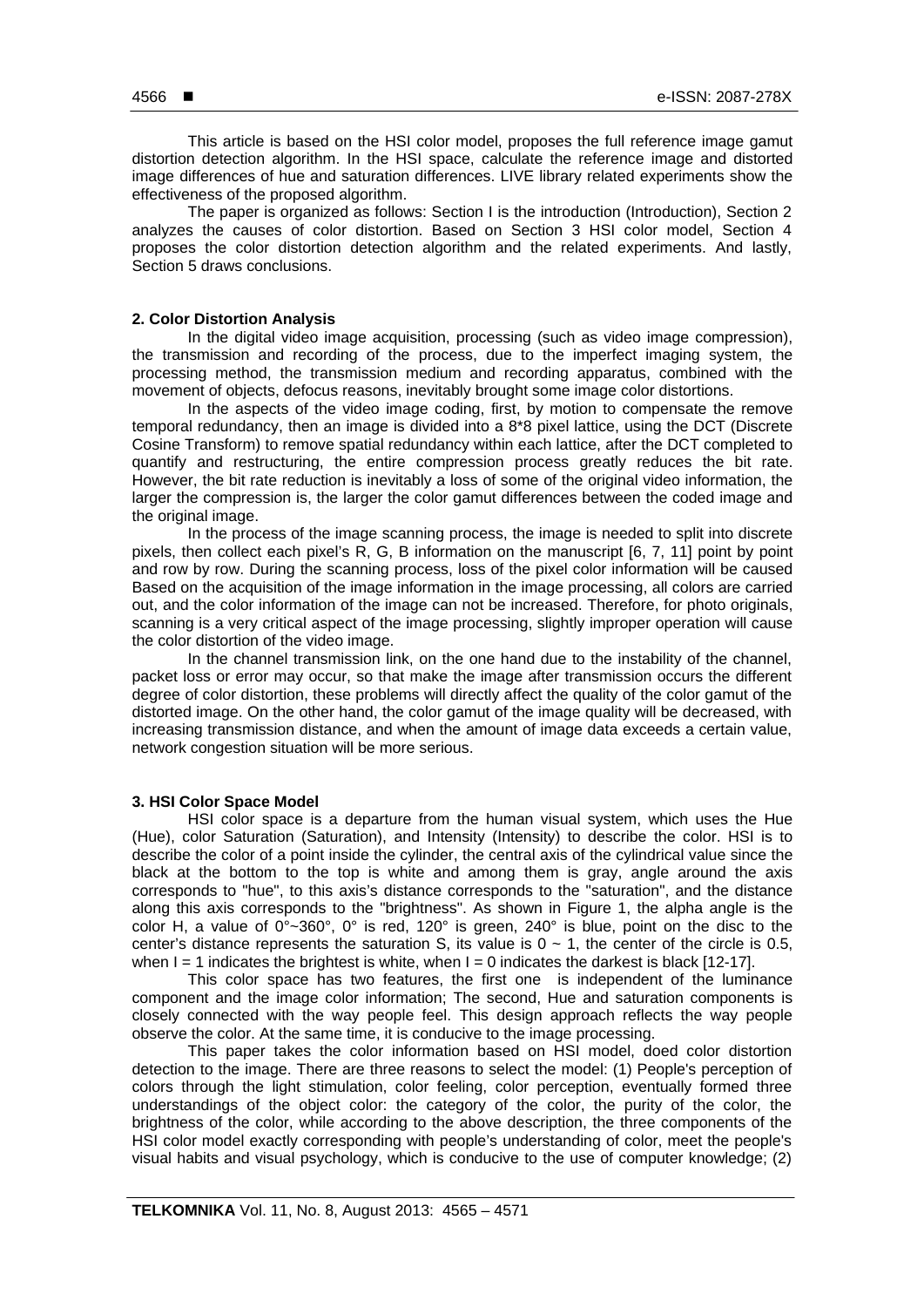This article is based on the HSI color model, proposes the full reference image gamut distortion detection algorithm. In the HSI space, calculate the reference image and distorted image differences of hue and saturation differences. LIVE library related experiments show the effectiveness of the proposed algorithm.

The paper is organized as follows: Section I is the introduction (Introduction), Section 2 analyzes the causes of color distortion. Based on Section 3 HSI color model, Section 4 proposes the color distortion detection algorithm and the related experiments. And lastly, Section 5 draws conclusions.

## 2. Color Distortion Analysis

In the digital video image acquisition, processing (such as video image compression), the transmission and recording of the process, due to the imperfect imaging system, the processing method, the transmission medium and recording apparatus, combined with the movement of objects, defocus reasons, inevitably brought some image color distortions.

In the aspects of the video image coding, first, by motion to compensate the remove temporal redundancy, then an image is divided into a 8*8 pixel lattice, using the DCT (Discrete Cosine Transform) to remove spatial redundancy within each lattice, after the DCT completed to quantify and restructuring, the entire compression process greatly reduces the bit rate. However, the bit rate reduction is inevitably a loss of some of the original video information, the larger the compression is, the larger the color gamut differences between the coded image and the original image.

In the process of the image scanning process, the image is needed to split into discrete pixels, then collect each pixel's R, G, B information on the manuscript [6, 7, 11] point by point and row by row. During the scanning process, loss of the pixel color information will be caused Based on the acquisition of the image information in the image processing, all colors are carried out, and the color information of the image can not be increased. Therefore, for photo originals, scanning is a very critical aspect of the image processing, slightly improper operation will cause the color distortion of the video image.

In the channel transmission link, on the one hand due to the instability of the channel, packet loss or error may occur, so that make the image after transmission occurs the different degree of color distortion, these problems will directly affect the quality of the color gamut of the distorted image. On the other hand, the color gamut of the image quality will be decreased, with increasing transmission distance, and when the amount of image data exceeds a certain value, network congestion situation will be more serious.

## 3. HSI Color Space Model

HSI color space is a departure from the human visual system, which uses the Hue (Hue), color Saturation (Saturation), and Intensity (Intensity) to describe the color. HSI is to describe the color of a point inside the cylinder, the central axis of the cylindrical value since the black at the bottom to the top is white and among them is gray, angle around the axis corresponds to "hue", to this axis's distance corresponds to the "saturation", and the distance along this axis corresponds to the "brightness". As shown in Figure 1, the alpha angle is the color H, a value of 0°~360°, 0° is red, 120° is green, 240° is blue, point on the disc to the center's distance represents the saturation S, its value is $0 \sim 1$, the center of the circle is 0.5, when $I = 1$ indicates the brightest is white, when $I = 0$ indicates the darkest is black [12-17].

This color space has two features, the first one is independent of the luminance component and the image color information; The second, Hue and saturation components is closely connected with the way people feel. This design approach reflects the way people observe the color. At the same time, it is conducive to the image processing.

This paper takes the color information based on HSI model, doed color distortion detection to the image. There are three reasons to select the model: (1) People's perception of colors through the light stimulation, color feeling, color perception, eventually formed three understandings of the object color: the category of the color, the purity of the color, the brightness of the color, while according to the above description, the three components of the HSI color model exactly corresponding with people's understanding of color, meet the people's visual habits and visual psychology, which is conducive to the use of computer knowledge; (2)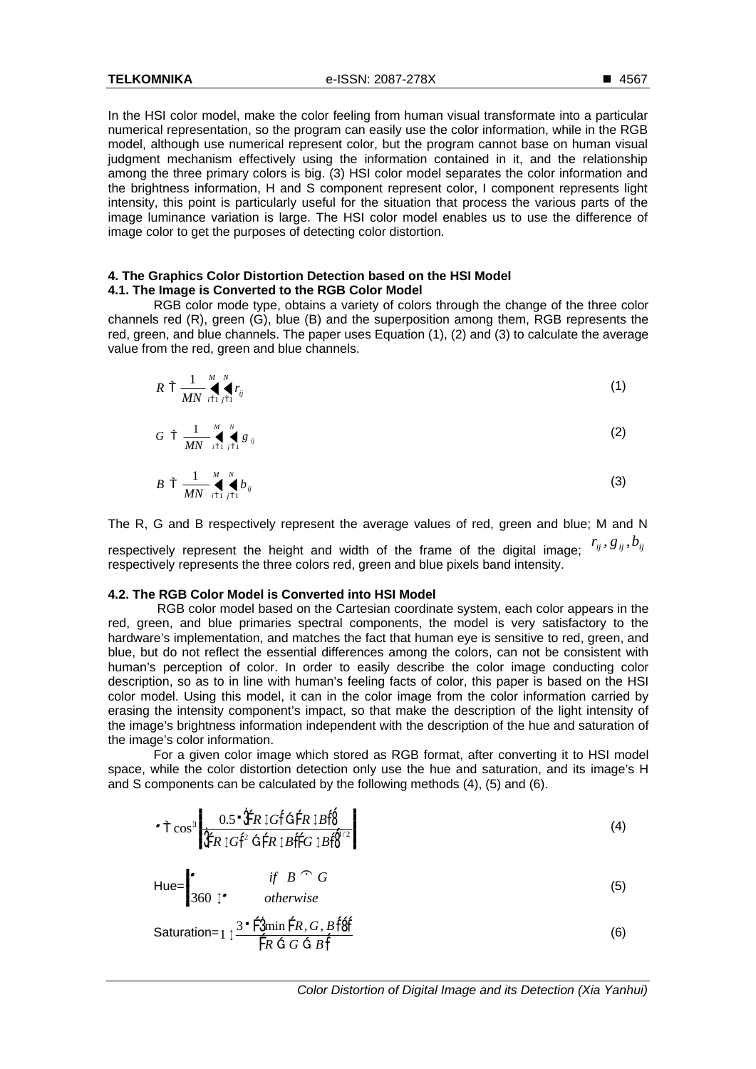In the HSI color model, make the color feeling from human visual transformate into a particular numerical representation, so the program can easily use the color information, while in the RGB model, although use numerical represent color, but the program cannot base on human visual judgment mechanism effectively using the information contained in it, and the relationship among the three primary colors is big. (3) HSI color model separates the color information and the brightness information, H and S component represent color, I component represents light intensity, this point is particularly useful for the situation that process the various parts of the image luminance variation is large. The HSI color model enables us to use the difference of image color to get the purposes of detecting color distortion.

## 4. The Graphics Color Distortion Detection based on the HSI Model

### 4.1. The Image is Converted to the RGB Color Model

RGB color mode type, obtains a variety of colors through the change of the three color channels red (R), green (G), blue (B) and the superposition among them, RGB represents the red, green, and blue channels. The paper uses Equation (1), (2) and (3) to calculate the average value from the red, green and blue channels.

$$R = \frac{1}{MN}\sum_{i=1}^{M}\sum_{j=1}^{N} r_{ij} \tag{1}$$

$$G = \frac{1}{MN}\sum_{i=1}^{M}\sum_{j=1}^{N} g_{ij} \tag{2}$$

$$B = \frac{1}{MN}\sum_{i=1}^{M}\sum_{j=1}^{N} b_{ij} \tag{3}$$

The R, G and B respectively represent the average values of red, green and blue; M and N respectively represent the height and width of the frame of the digital image; $r_{ij}, g_{ij}, b_{ij}$ respectively represents the three colors red, green and blue pixels band intensity.

### 4.2. The RGB Color Model is Converted into HSI Model

RGB color model based on the Cartesian coordinate system, each color appears in the red, green, and blue primaries spectral components, the model is very satisfactory to the hardware's implementation, and matches the fact that human eye is sensitive to red, green, and blue, but do not reflect the essential differences among the colors, can not be consistent with human's perception of color. In order to easily describe the color image conducting color description, so as to in line with human's feeling facts of color, this paper is based on the HSI color model. Using this model, it can in the color image from the color information carried by erasing the intensity component's impact, so that make the description of the light intensity of the image's brightness information independent with the description of the hue and saturation of the image's color information.

For a given color image which stored as RGB format, after converting it to HSI model space, while the color distortion detection only use the hue and saturation, and its image's H and S components can be calculated by the following methods (4), (5) and (6).

$$\theta = \cos^{-1}\left[\frac{0.5\cdot[(R-G)+(R-B)]}{[(R-G)^2+(R-B)(G-B)]^{1/2}}\right] \tag{4}$$

$$\text{Hue}=\begin{cases}\theta & if \quad B \le G \\ 360-\theta & otherwise\end{cases} \tag{5}$$

$$\text{Saturation}=1-\frac{3\cdot[\min(R,G,B)]}{(R+G+B)} \tag{6}$$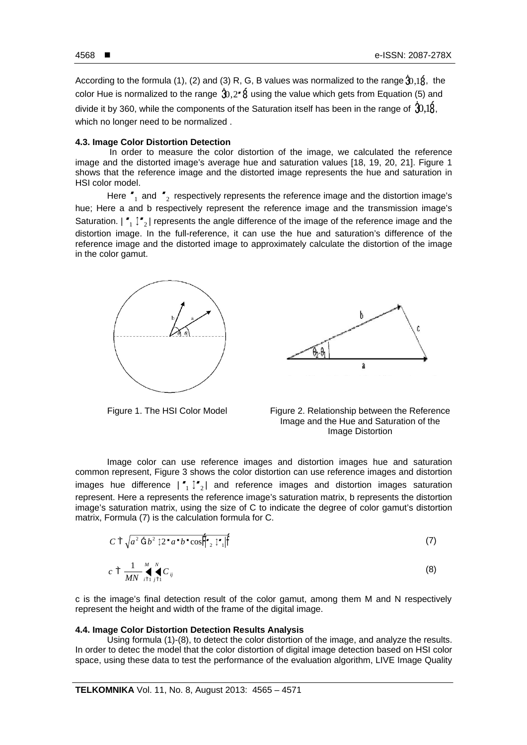According to the formula (1), (2) and (3) R, G, B values was normalized to the range $[0,1]$, the color Hue is normalized to the range $[0,2\pi]$ using the value which gets from Equation (5) and divide it by 360, while the components of the Saturation itself has been in the range of $[0,1]$, which no longer need to be normalized .

### 4.3. Image Color Distortion Detection

In order to measure the color distortion of the image, we calculated the reference image and the distorted image's average hue and saturation values [18, 19, 20, 21]. Figure 1 shows that the reference image and the distorted image represents the hue and saturation in HSI color model.

Here $\theta_1$ and $\theta_2$ respectively represents the reference image and the distortion image's hue; Here a and b respectively represent the reference image and the transmission image's Saturation. $|\theta_1 - \theta_2|$ represents the angle difference of the image of the reference image and the distortion image. In the full-reference, it can use the hue and saturation's difference of the reference image and the distorted image to approximately calculate the distortion of the image in the color gamut.

Figure 1. The HSI Color Model

Figure 2. Relationship between the Reference Image and the Hue and Saturation of the Image Distortion

Image color can use reference images and distortion images hue and saturation common represent, Figure 3 shows the color distortion can use reference images and distortion images hue difference $|\theta_1 - \theta_2|$ and reference images and distortion images saturation represent. Here a represents the reference image's saturation matrix, b represents the distortion image's saturation matrix, using the size of C to indicate the degree of color gamut's distortion matrix, Formula (7) is the calculation formula for C.

$$C = \sqrt{a^2 + b^2 - 2 \cdot a \cdot b \cdot \cos\left(\left|\theta_2 - \theta_1\right|\right)} \tag{7}$$

$$c = \frac{1}{MN} \sum_{i=1}^{M} \sum_{j=1}^{N} C_{ij} \tag{8}$$

c is the image's final detection result of the color gamut, among them M and N respectively represent the height and width of the frame of the digital image.

### 4.4. Image Color Distortion Detection Results Analysis

Using formula (1)-(8), to detect the color distortion of the image, and analyze the results. In order to detec the model that the color distortion of digital image detection based on HSI color space, using these data to test the performance of the evaluation algorithm, LIVE Image Quality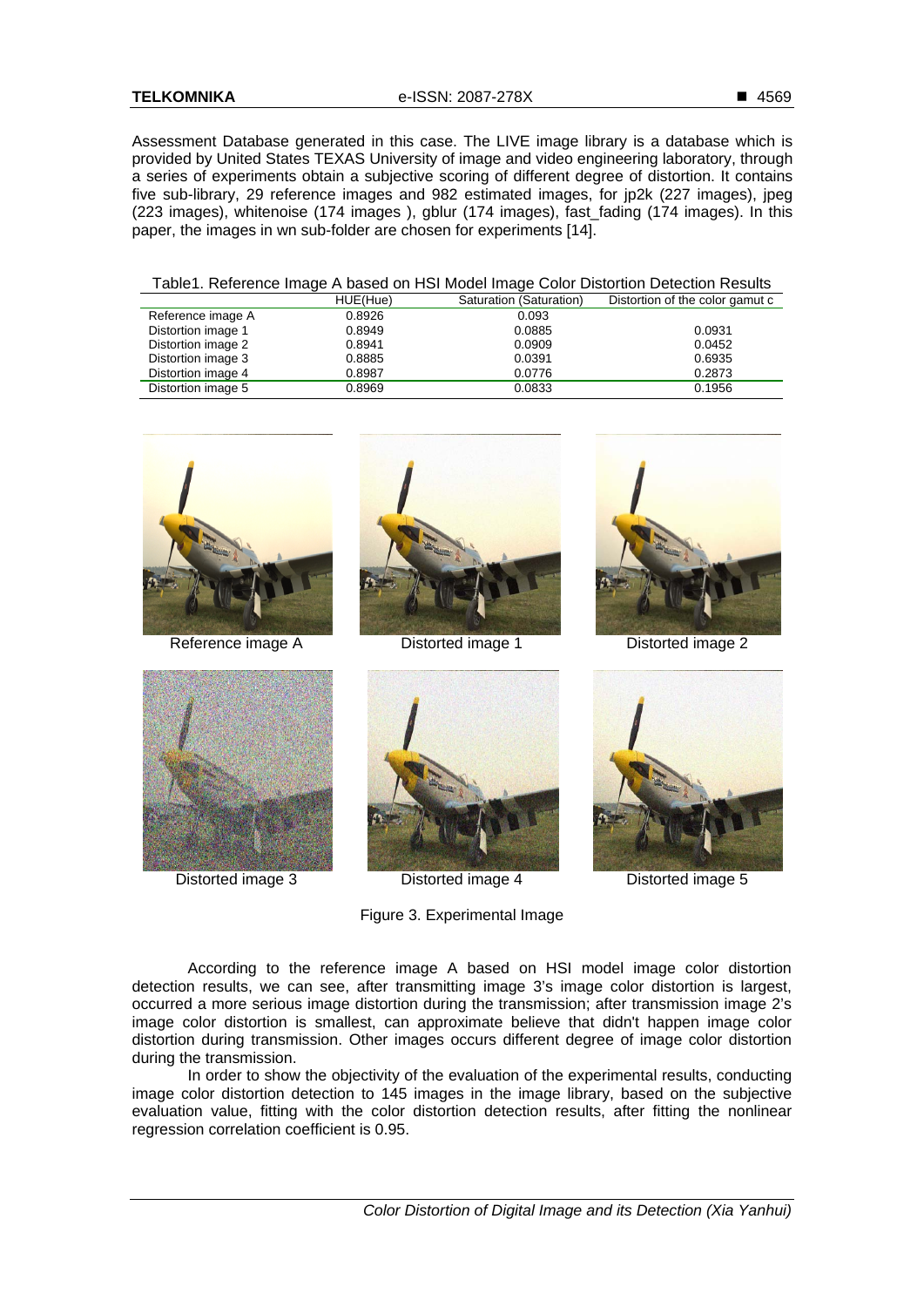Assessment Database generated in this case. The LIVE image library is a database which is provided by United States TEXAS University of image and video engineering laboratory, through a series of experiments obtain a subjective scoring of different degree of distortion. It contains five sub-library, 29 reference images and 982 estimated images, for jp2k (227 images), jpeg (223 images), whitenoise (174 images ), gblur (174 images), fast_fading (174 images). In this paper, the images in wn sub-folder are chosen for experiments [14].

Table1. Reference Image A based on HSI Model Image Color Distortion Detection Results

| | HUE(Hue) | Saturation (Saturation) | Distortion of the color gamut c |
|---|---|---|---|
| Reference image A | 0.8926 | 0.093 | |
| Distortion image 1 | 0.8949 | 0.0885 | 0.0931 |
| Distortion image 2 | 0.8941 | 0.0909 | 0.0452 |
| Distortion image 3 | 0.8885 | 0.0391 | 0.6935 |
| Distortion image 4 | 0.8987 | 0.0776 | 0.2873 |
| Distortion image 5 | 0.8969 | 0.0833 | 0.1956 |

Reference image A

Distorted image 1

Distorted image 2

Distorted image 3

Distorted image 4

Distorted image 5

Figure 3. Experimental Image

According to the reference image A based on HSI model image color distortion detection results, we can see, after transmitting image 3's image color distortion is largest, occurred a more serious image distortion during the transmission; after transmission image 2's image color distortion is smallest, can approximate believe that didn't happen image color distortion during transmission. Other images occurs different degree of image color distortion during the transmission.

In order to show the objectivity of the evaluation of the experimental results, conducting image color distortion detection to 145 images in the image library, based on the subjective evaluation value, fitting with the color distortion detection results, after fitting the nonlinear regression correlation coefficient is 0.95.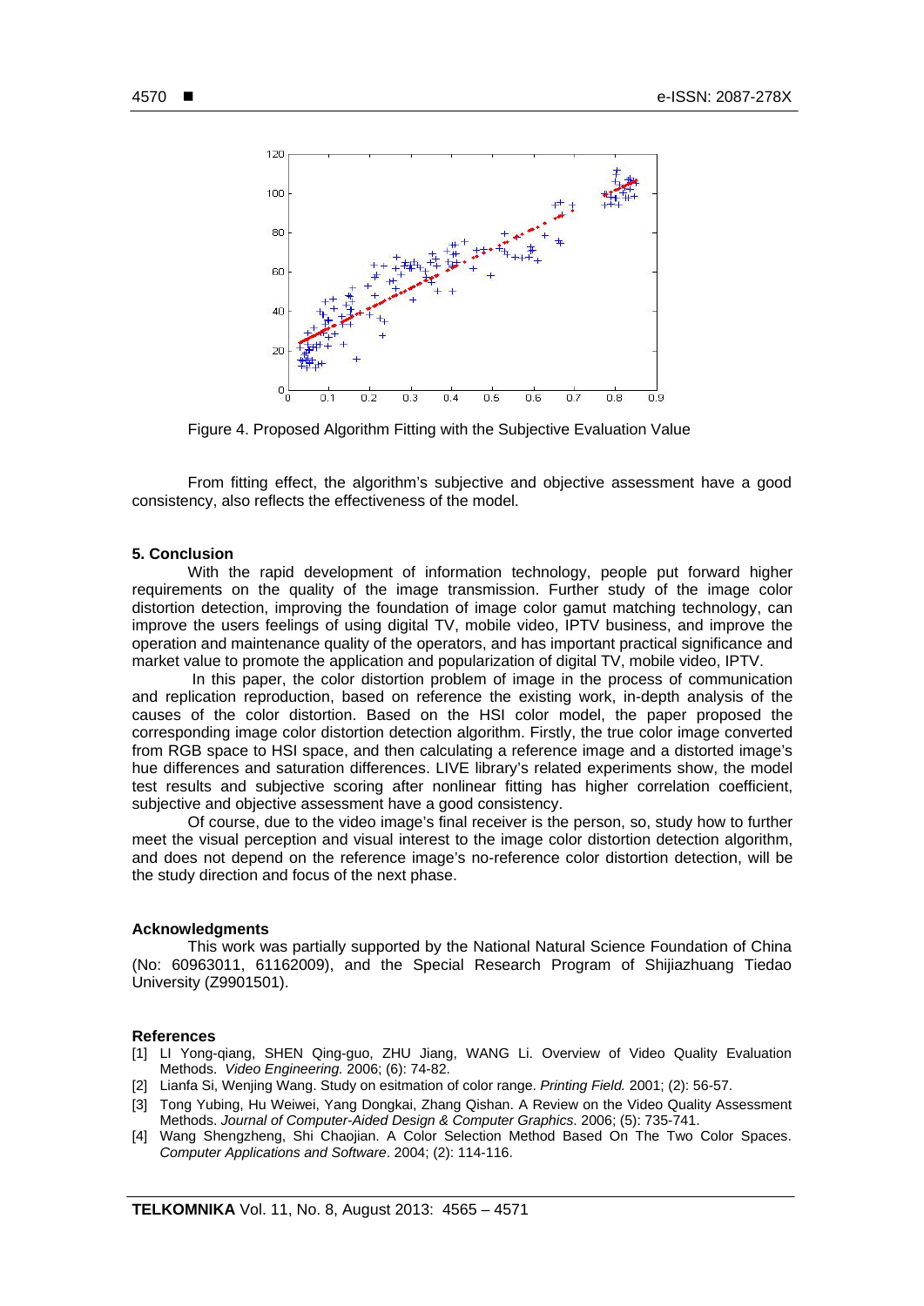Figure 4. Proposed Algorithm Fitting with the Subjective Evaluation Value

From fitting effect, the algorithm's subjective and objective assessment have a good consistency, also reflects the effectiveness of the model.

## 5. Conclusion

With the rapid development of information technology, people put forward higher requirements on the quality of the image transmission. Further study of the image color distortion detection, improving the foundation of image color gamut matching technology, can improve the users feelings of using digital TV, mobile video, IPTV business, and improve the operation and maintenance quality of the operators, and has important practical significance and market value to promote the application and popularization of digital TV, mobile video, IPTV.

In this paper, the color distortion problem of image in the process of communication and replication reproduction, based on reference the existing work, in-depth analysis of the causes of the color distortion. Based on the HSI color model, the paper proposed the corresponding image color distortion detection algorithm. Firstly, the true color image converted from RGB space to HSI space, and then calculating a reference image and a distorted image's hue differences and saturation differences. LIVE library's related experiments show, the model test results and subjective scoring after nonlinear fitting has higher correlation coefficient, subjective and objective assessment have a good consistency.

Of course, due to the video image's final receiver is the person, so, study how to further meet the visual perception and visual interest to the image color distortion detection algorithm, and does not depend on the reference image's no-reference color distortion detection, will be the study direction and focus of the next phase.

## Acknowledgments

This work was partially supported by the National Natural Science Foundation of China (No: 60963011, 61162009), and the Special Research Program of Shijiazhuang Tiedao University (Z9901501).

## References

- [1] LI Yong-qiang, SHEN Qing-guo, ZHU Jiang, WANG Li. Overview of Video Quality Evaluation Methods. *Video Engineering.* 2006; (6): 74-82.
- [2] Lianfa Si, Wenjing Wang. Study on esitmation of color range. *Printing Field.* 2001; (2): 56-57.
- [3] Tong Yubing, Hu Weiwei, Yang Dongkai, Zhang Qishan. A Review on the Video Quality Assessment Methods. *Journal of Computer-Aided Design & Computer Graphics*. 2006; (5): 735-741.
- [4] Wang Shengzheng, Shi Chaojian. A Color Selection Method Based On The Two Color Spaces. *Computer Applications and Software*. 2004; (2): 114-116.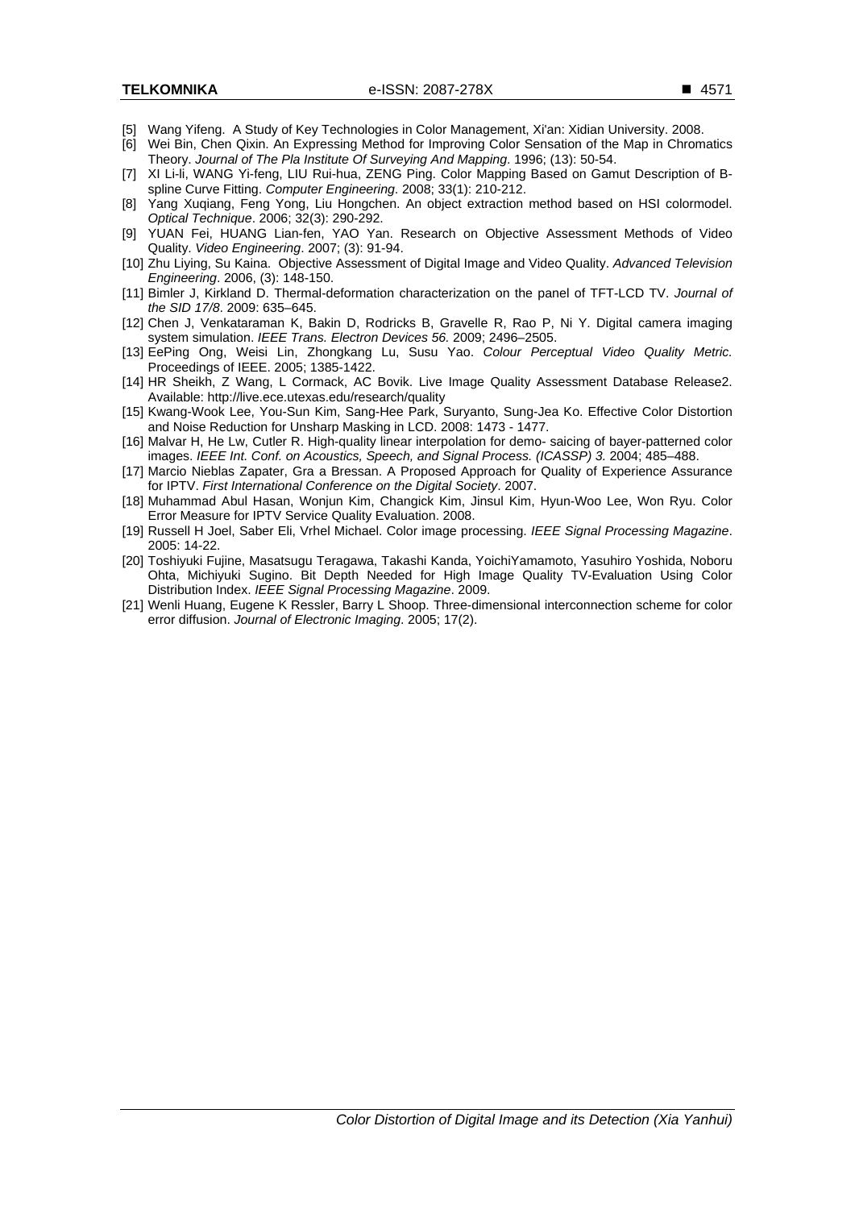[5] Wang Yifeng. A Study of Key Technologies in Color Management, Xi'an: Xidian University. 2008.

[6] Wei Bin, Chen Qixin. An Expressing Method for Improving Color Sensation of the Map in Chromatics Theory. *Journal of The Pla Institute Of Surveying And Mapping*. 1996; (13): 50-54.

[7] XI Li-li, WANG Yi-feng, LIU Rui-hua, ZENG Ping. Color Mapping Based on Gamut Description of B-spline Curve Fitting. *Computer Engineering*. 2008; 33(1): 210-212.

[8] Yang Xuqiang, Feng Yong, Liu Hongchen. An object extraction method based on HSI colormodel. *Optical Technique*. 2006; 32(3): 290-292.

[9] YUAN Fei, HUANG Lian-fen, YAO Yan. Research on Objective Assessment Methods of Video Quality. *Video Engineering*. 2007; (3): 91-94.

[10] Zhu Liying, Su Kaina. Objective Assessment of Digital Image and Video Quality. *Advanced Television Engineering*. 2006, (3): 148-150.

[11] Bimler J, Kirkland D. Thermal-deformation characterization on the panel of TFT-LCD TV. *Journal of the SID 17/8*. 2009: 635–645.

[12] Chen J, Venkataraman K, Bakin D, Rodricks B, Gravelle R, Rao P, Ni Y. Digital camera imaging system simulation. *IEEE Trans. Electron Devices 56.* 2009; 2496–2505.

[13] EePing Ong, Weisi Lin, Zhongkang Lu, Susu Yao. *Colour Perceptual Video Quality Metric.* Proceedings of IEEE. 2005; 1385-1422.

[14] HR Sheikh, Z Wang, L Cormack, AC Bovik. Live Image Quality Assessment Database Release2. Available: http://live.ece.utexas.edu/research/quality

[15] Kwang-Wook Lee, You-Sun Kim, Sang-Hee Park, Suryanto, Sung-Jea Ko. Effective Color Distortion and Noise Reduction for Unsharp Masking in LCD. 2008: 1473 - 1477.

[16] Malvar H, He Lw, Cutler R. High-quality linear interpolation for demo- saicing of bayer-patterned color images. *IEEE Int. Conf. on Acoustics, Speech, and Signal Process. (ICASSP) 3.* 2004; 485–488.

[17] Marcio Nieblas Zapater, Gra a Bressan. A Proposed Approach for Quality of Experience Assurance for IPTV. *First International Conference on the Digital Society*. 2007.

[18] Muhammad Abul Hasan, Wonjun Kim, Changick Kim, Jinsul Kim, Hyun-Woo Lee, Won Ryu. Color Error Measure for IPTV Service Quality Evaluation. 2008.

[19] Russell H Joel, Saber Eli, Vrhel Michael. Color image processing. *IEEE Signal Processing Magazine*. 2005: 14-22.

[20] Toshiyuki Fujine, Masatsugu Teragawa, Takashi Kanda, YoichiYamamoto, Yasuhiro Yoshida, Noboru Ohta, Michiyuki Sugino. Bit Depth Needed for High Image Quality TV-Evaluation Using Color Distribution Index. *IEEE Signal Processing Magazine*. 2009.

[21] Wenli Huang, Eugene K Ressler, Barry L Shoop. Three-dimensional interconnection scheme for color error diffusion. *Journal of Electronic Imaging*. 2005; 17(2).